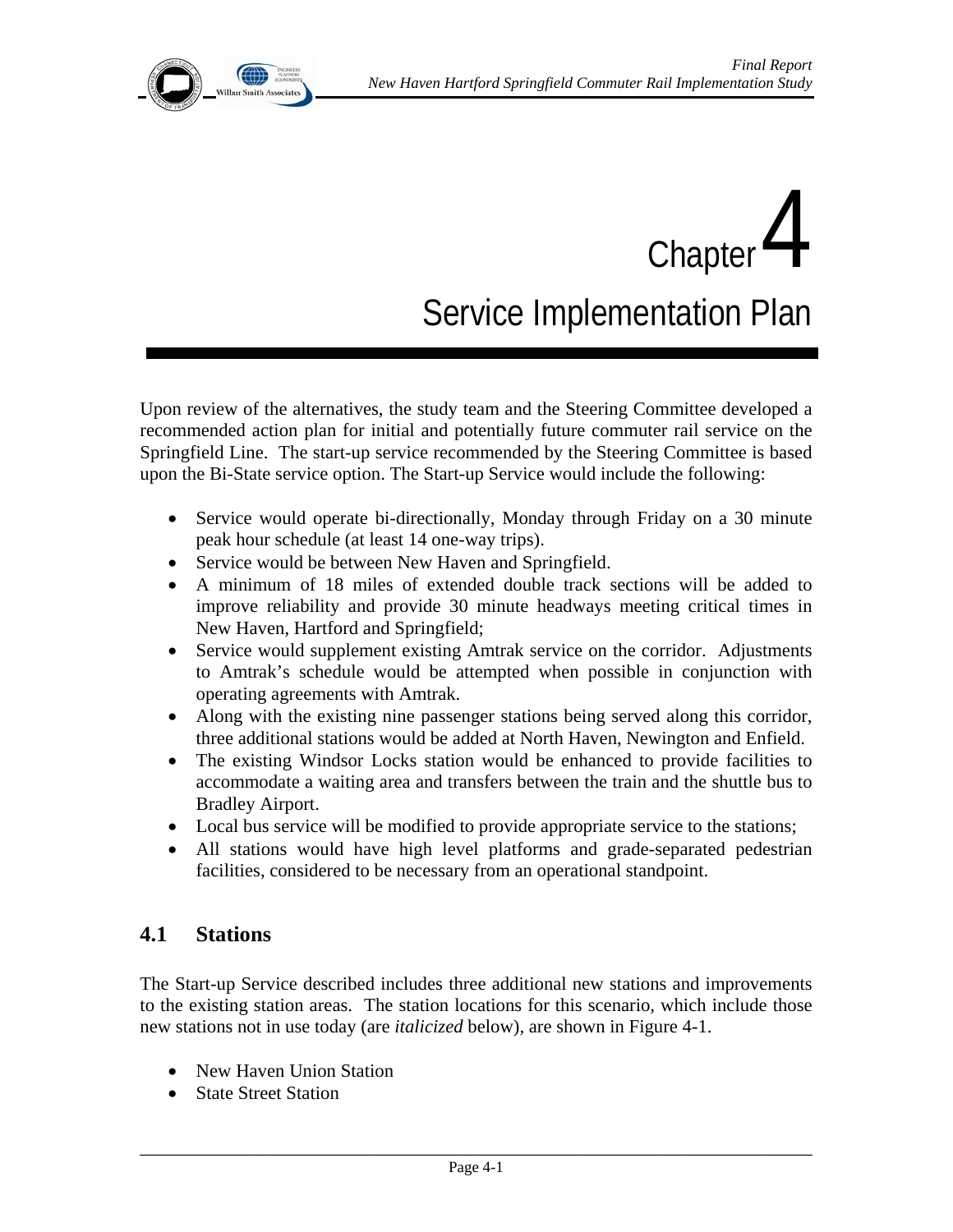# Chapter 4

# Service Implementation Plan

Upon review of the alternatives, the study team and the Steering Committee developed a recommended action plan for initial and potentially future commuter rail service on the Springfield Line. The start-up service recommended by the Steering Committee is based upon the Bi-State service option. The Start-up Service would include the following:

- Service would operate bi-directionally, Monday through Friday on a 30 minute peak hour schedule (at least 14 one-way trips).
- Service would be between New Haven and Springfield.
- A minimum of 18 miles of extended double track sections will be added to improve reliability and provide 30 minute headways meeting critical times in New Haven, Hartford and Springfield;
- Service would supplement existing Amtrak service on the corridor. Adjustments to Amtrak's schedule would be attempted when possible in conjunction with operating agreements with Amtrak.
- Along with the existing nine passenger stations being served along this corridor, three additional stations would be added at North Haven, Newington and Enfield.
- The existing Windsor Locks station would be enhanced to provide facilities to accommodate a waiting area and transfers between the train and the shuttle bus to Bradley Airport.
- Local bus service will be modified to provide appropriate service to the stations;
- All stations would have high level platforms and grade-separated pedestrian facilities, considered to be necessary from an operational standpoint.

## 4.1 Stations

The Start-up Service described includes three additional new stations and improvements to the existing station areas. The station locations for this scenario, which include those new stations not in use today (are *italicized* below), are shown in Figure 4-1.

- New Haven Union Station
- State Street Station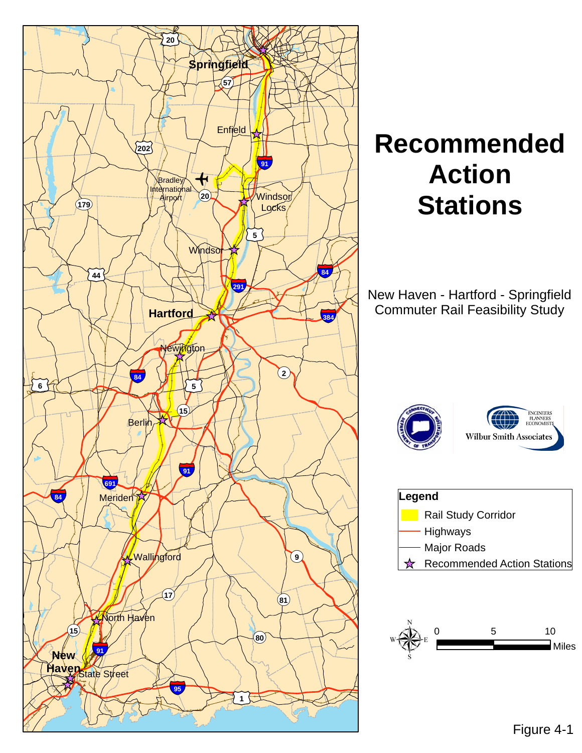# Recommended Action Stations

New Haven - Hartford - Springfield Commuter Rail Feasibility Study

Springfield, Enfield, Bradley International Airport, Windsor Locks, Windsor, Hartford, Newington, Berlin, Meriden, Wallingford, North Haven, New Haven, State Street

**Legend**

- Rail Study Corridor
- Highways
- Major Roads
- Recommended Action Stations

0 5 10 Miles

Figure 4-1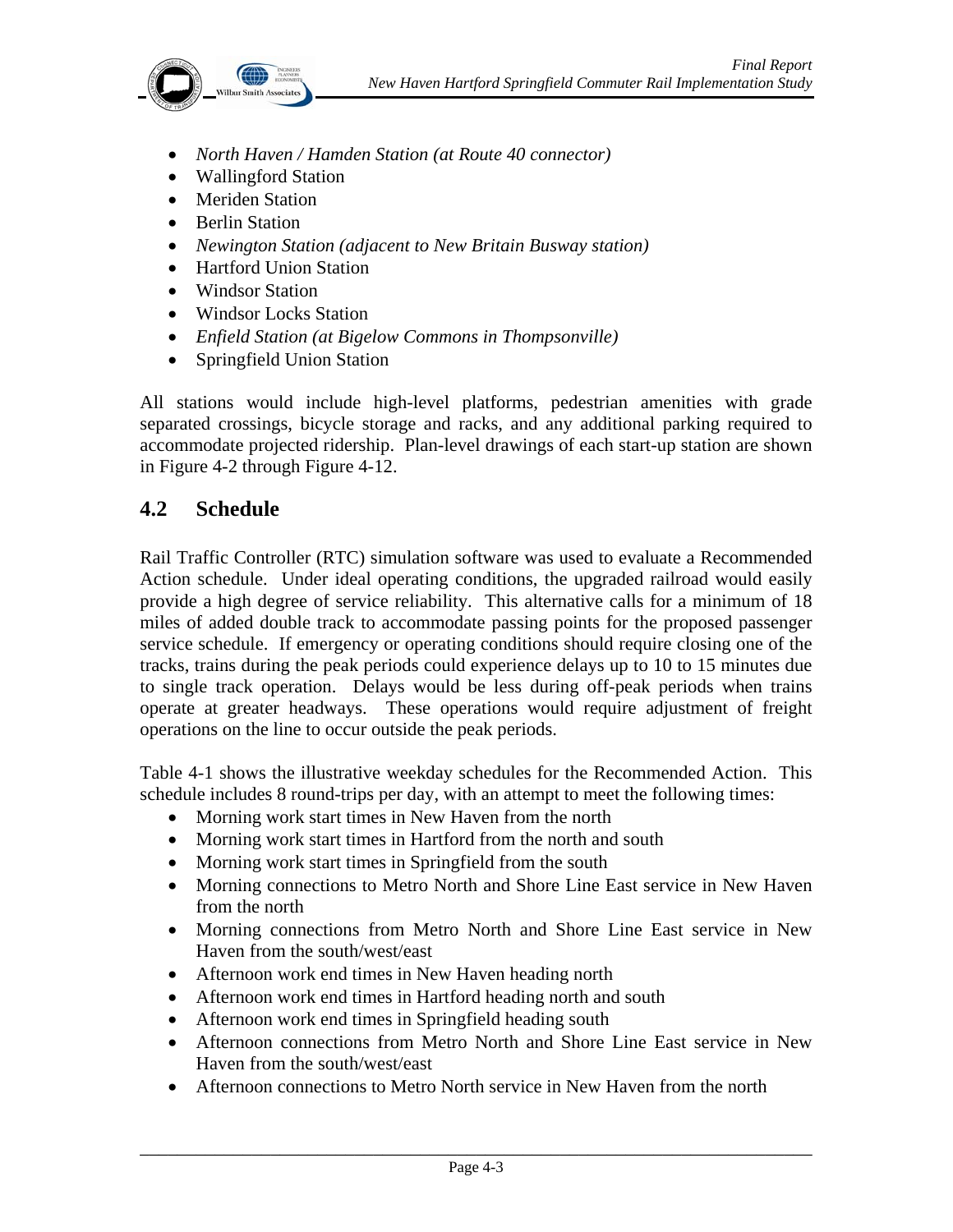- *North Haven / Hamden Station (at Route 40 connector)*
- Wallingford Station
- Meriden Station
- Berlin Station
- *Newington Station (adjacent to New Britain Busway station)*
- Hartford Union Station
- Windsor Station
- Windsor Locks Station
- *Enfield Station (at Bigelow Commons in Thompsonville)*
- Springfield Union Station

All stations would include high-level platforms, pedestrian amenities with grade separated crossings, bicycle storage and racks, and any additional parking required to accommodate projected ridership. Plan-level drawings of each start-up station are shown in Figure 4-2 through Figure 4-12.

## 4.2 Schedule

Rail Traffic Controller (RTC) simulation software was used to evaluate a Recommended Action schedule. Under ideal operating conditions, the upgraded railroad would easily provide a high degree of service reliability. This alternative calls for a minimum of 18 miles of added double track to accommodate passing points for the proposed passenger service schedule. If emergency or operating conditions should require closing one of the tracks, trains during the peak periods could experience delays up to 10 to 15 minutes due to single track operation. Delays would be less during off-peak periods when trains operate at greater headways. These operations would require adjustment of freight operations on the line to occur outside the peak periods.

Table 4-1 shows the illustrative weekday schedules for the Recommended Action. This schedule includes 8 round-trips per day, with an attempt to meet the following times:

- Morning work start times in New Haven from the north
- Morning work start times in Hartford from the north and south
- Morning work start times in Springfield from the south
- Morning connections to Metro North and Shore Line East service in New Haven from the north
- Morning connections from Metro North and Shore Line East service in New Haven from the south/west/east
- Afternoon work end times in New Haven heading north
- Afternoon work end times in Hartford heading north and south
- Afternoon work end times in Springfield heading south
- Afternoon connections from Metro North and Shore Line East service in New Haven from the south/west/east
- Afternoon connections to Metro North service in New Haven from the north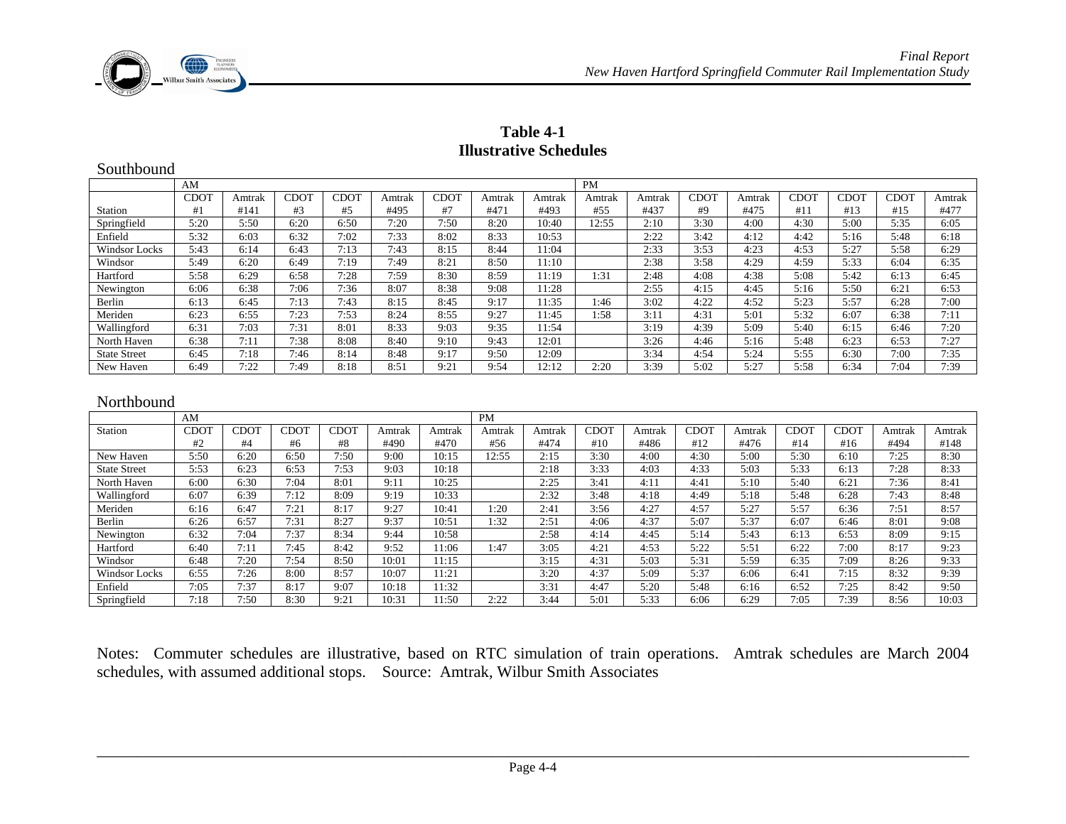**Table 4-1**
**Illustrative Schedules**

Southbound

| | AM | | | | | | | | PM | | | | | | | |
|---|---|---|---|---|---|---|---|---|---|---|---|---|---|---|---|---|
| Station | CDOT #1 | Amtrak #141 | CDOT #3 | CDOT #5 | Amtrak #495 | CDOT #7 | Amtrak #471 | Amtrak #493 | Amtrak #55 | Amtrak #437 | CDOT #9 | Amtrak #475 | CDOT #11 | CDOT #13 | CDOT #15 | Amtrak #477 |
| Springfield | 5:20 | 5:50 | 6:20 | 6:50 | 7:20 | 7:50 | 8:20 | 10:40 | 12:55 | 2:10 | 3:30 | 4:00 | 4:30 | 5:00 | 5:35 | 6:05 |
| Enfield | 5:32 | 6:03 | 6:32 | 7:02 | 7:33 | 8:02 | 8:33 | 10:53 | | 2:22 | 3:42 | 4:12 | 4:42 | 5:16 | 5:48 | 6:18 |
| Windsor Locks | 5:43 | 6:14 | 6:43 | 7:13 | 7:43 | 8:15 | 8:44 | 11:04 | | 2:33 | 3:53 | 4:23 | 4:53 | 5:27 | 5:58 | 6:29 |
| Windsor | 5:49 | 6:20 | 6:49 | 7:19 | 7:49 | 8:21 | 8:50 | 11:10 | | 2:38 | 3:58 | 4:29 | 4:59 | 5:33 | 6:04 | 6:35 |
| Hartford | 5:58 | 6:29 | 6:58 | 7:28 | 7:59 | 8:30 | 8:59 | 11:19 | 1:31 | 2:48 | 4:08 | 4:38 | 5:08 | 5:42 | 6:13 | 6:45 |
| Newington | 6:06 | 6:38 | 7:06 | 7:36 | 8:07 | 8:38 | 9:08 | 11:28 | | 2:55 | 4:15 | 4:45 | 5:16 | 5:50 | 6:21 | 6:53 |
| Berlin | 6:13 | 6:45 | 7:13 | 7:43 | 8:15 | 8:45 | 9:17 | 11:35 | 1:46 | 3:02 | 4:22 | 4:52 | 5:23 | 5:57 | 6:28 | 7:00 |
| Meriden | 6:23 | 6:55 | 7:23 | 7:53 | 8:24 | 8:55 | 9:27 | 11:45 | 1:58 | 3:11 | 4:31 | 5:01 | 5:32 | 6:07 | 6:38 | 7:11 |
| Wallingford | 6:31 | 7:03 | 7:31 | 8:01 | 8:33 | 9:03 | 9:35 | 11:54 | | 3:19 | 4:39 | 5:09 | 5:40 | 6:15 | 6:46 | 7:20 |
| North Haven | 6:38 | 7:11 | 7:38 | 8:08 | 8:40 | 9:10 | 9:43 | 12:01 | | 3:26 | 4:46 | 5:16 | 5:48 | 6:23 | 6:53 | 7:27 |
| State Street | 6:45 | 7:18 | 7:46 | 8:14 | 8:48 | 9:17 | 9:50 | 12:09 | | 3:34 | 4:54 | 5:24 | 5:55 | 6:30 | 7:00 | 7:35 |
| New Haven | 6:49 | 7:22 | 7:49 | 8:18 | 8:51 | 9:21 | 9:54 | 12:12 | 2:20 | 3:39 | 5:02 | 5:27 | 5:58 | 6:34 | 7:04 | 7:39 |

Northbound

| | AM | | | | | | PM | | | | | | | | | |
|---|---|---|---|---|---|---|---|---|---|---|---|---|---|---|---|---|
| Station | CDOT #2 | CDOT #4 | CDOT #6 | CDOT #8 | Amtrak #490 | Amtrak #470 | Amtrak #56 | Amtrak #474 | CDOT #10 | Amtrak #486 | CDOT #12 | Amtrak #476 | CDOT #14 | CDOT #16 | Amtrak #494 | Amtrak #148 |
| New Haven | 5:50 | 6:20 | 6:50 | 7:50 | 9:00 | 10:15 | 12:55 | 2:15 | 3:30 | 4:00 | 4:30 | 5:00 | 5:30 | 6:10 | 7:25 | 8:30 |
| State Street | 5:53 | 6:23 | 6:53 | 7:53 | 9:03 | 10:18 | | 2:18 | 3:33 | 4:03 | 4:33 | 5:03 | 5:33 | 6:13 | 7:28 | 8:33 |
| North Haven | 6:00 | 6:30 | 7:04 | 8:01 | 9:11 | 10:25 | | 2:25 | 3:41 | 4:11 | 4:41 | 5:10 | 5:40 | 6:21 | 7:36 | 8:41 |
| Wallingford | 6:07 | 6:39 | 7:12 | 8:09 | 9:19 | 10:33 | | 2:32 | 3:48 | 4:18 | 4:49 | 5:18 | 5:48 | 6:28 | 7:43 | 8:48 |
| Meriden | 6:16 | 6:47 | 7:21 | 8:17 | 9:27 | 10:41 | 1:20 | 2:41 | 3:56 | 4:27 | 4:57 | 5:27 | 5:57 | 6:36 | 7:51 | 8:57 |
| Berlin | 6:26 | 6:57 | 7:31 | 8:27 | 9:37 | 10:51 | 1:32 | 2:51 | 4:06 | 4:37 | 5:07 | 5:37 | 6:07 | 6:46 | 8:01 | 9:08 |
| Newington | 6:32 | 7:04 | 7:37 | 8:34 | 9:44 | 10:58 | | 2:58 | 4:14 | 4:45 | 5:14 | 5:43 | 6:13 | 6:53 | 8:09 | 9:15 |
| Hartford | 6:40 | 7:11 | 7:45 | 8:42 | 9:52 | 11:06 | 1:47 | 3:05 | 4:21 | 4:53 | 5:22 | 5:51 | 6:22 | 7:00 | 8:17 | 9:23 |
| Windsor | 6:48 | 7:20 | 7:54 | 8:50 | 10:01 | 11:15 | | 3:15 | 4:31 | 5:03 | 5:31 | 5:59 | 6:35 | 7:09 | 8:26 | 9:33 |
| Windsor Locks | 6:55 | 7:26 | 8:00 | 8:57 | 10:07 | 11:21 | | 3:20 | 4:37 | 5:09 | 5:37 | 6:06 | 6:41 | 7:15 | 8:32 | 9:39 |
| Enfield | 7:05 | 7:37 | 8:17 | 9:07 | 10:18 | 11:32 | | 3:31 | 4:47 | 5:20 | 5:48 | 6:16 | 6:52 | 7:25 | 8:42 | 9:50 |
| Springfield | 7:18 | 7:50 | 8:30 | 9:21 | 10:31 | 11:50 | 2:22 | 3:44 | 5:01 | 5:33 | 6:06 | 6:29 | 7:05 | 7:39 | 8:56 | 10:03 |

Notes: Commuter schedules are illustrative, based on RTC simulation of train operations. Amtrak schedules are March 2004 schedules, with assumed additional stops. Source: Amtrak, Wilbur Smith Associates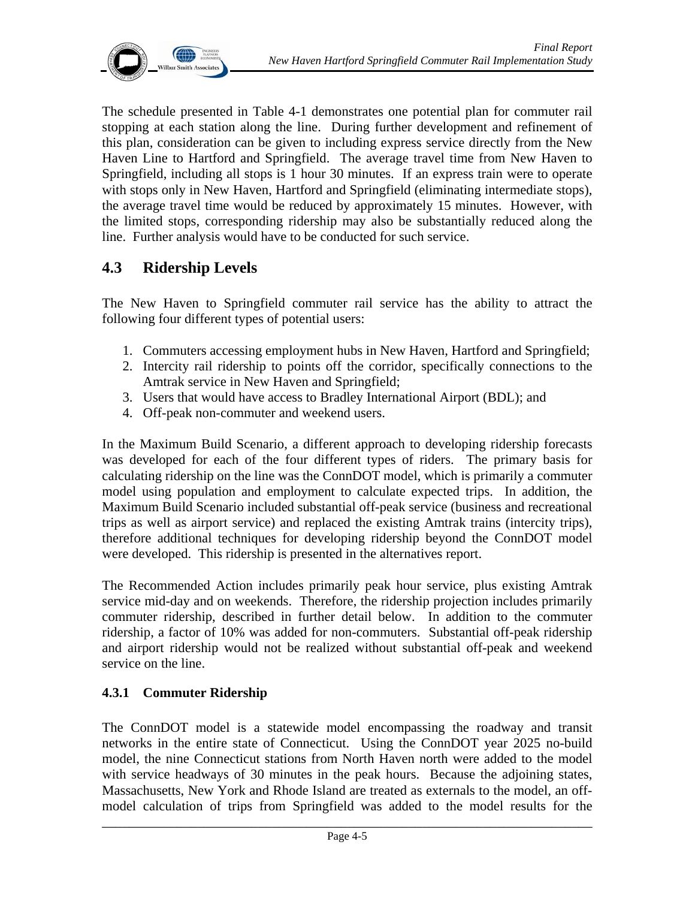The schedule presented in Table 4-1 demonstrates one potential plan for commuter rail stopping at each station along the line. During further development and refinement of this plan, consideration can be given to including express service directly from the New Haven Line to Hartford and Springfield. The average travel time from New Haven to Springfield, including all stops is 1 hour 30 minutes. If an express train were to operate with stops only in New Haven, Hartford and Springfield (eliminating intermediate stops), the average travel time would be reduced by approximately 15 minutes. However, with the limited stops, corresponding ridership may also be substantially reduced along the line. Further analysis would have to be conducted for such service.

## 4.3 Ridership Levels

The New Haven to Springfield commuter rail service has the ability to attract the following four different types of potential users:

1. Commuters accessing employment hubs in New Haven, Hartford and Springfield;
2. Intercity rail ridership to points off the corridor, specifically connections to the Amtrak service in New Haven and Springfield;
3. Users that would have access to Bradley International Airport (BDL); and
4. Off-peak non-commuter and weekend users.

In the Maximum Build Scenario, a different approach to developing ridership forecasts was developed for each of the four different types of riders. The primary basis for calculating ridership on the line was the ConnDOT model, which is primarily a commuter model using population and employment to calculate expected trips. In addition, the Maximum Build Scenario included substantial off-peak service (business and recreational trips as well as airport service) and replaced the existing Amtrak trains (intercity trips), therefore additional techniques for developing ridership beyond the ConnDOT model were developed. This ridership is presented in the alternatives report.

The Recommended Action includes primarily peak hour service, plus existing Amtrak service mid-day and on weekends. Therefore, the ridership projection includes primarily commuter ridership, described in further detail below. In addition to the commuter ridership, a factor of 10% was added for non-commuters. Substantial off-peak ridership and airport ridership would not be realized without substantial off-peak and weekend service on the line.

### 4.3.1 Commuter Ridership

The ConnDOT model is a statewide model encompassing the roadway and transit networks in the entire state of Connecticut. Using the ConnDOT year 2025 no-build model, the nine Connecticut stations from North Haven north were added to the model with service headways of 30 minutes in the peak hours. Because the adjoining states, Massachusetts, New York and Rhode Island are treated as externals to the model, an off-model calculation of trips from Springfield was added to the model results for the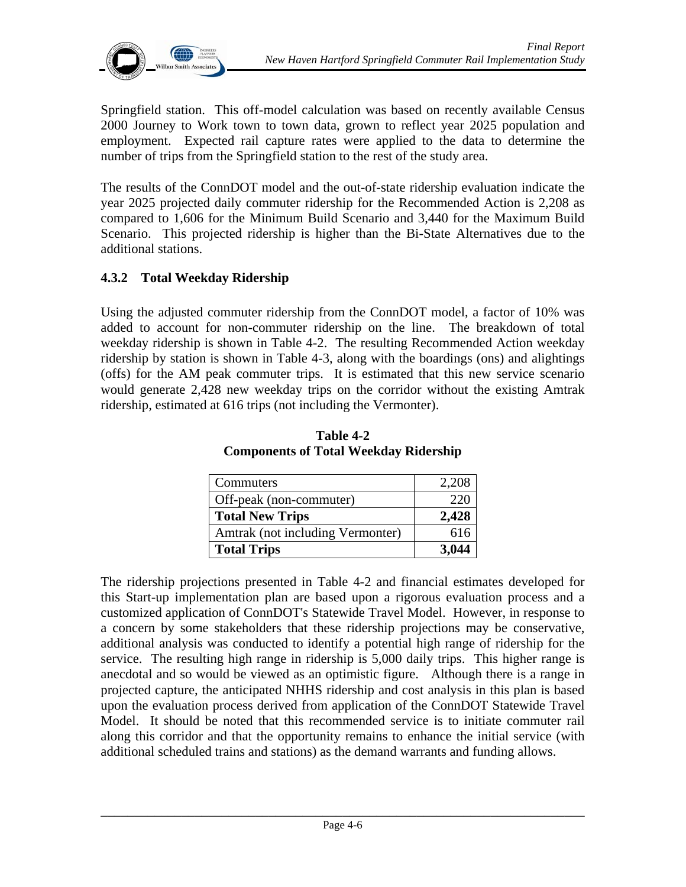Springfield station. This off-model calculation was based on recently available Census 2000 Journey to Work town to town data, grown to reflect year 2025 population and employment. Expected rail capture rates were applied to the data to determine the number of trips from the Springfield station to the rest of the study area.

The results of the ConnDOT model and the out-of-state ridership evaluation indicate the year 2025 projected daily commuter ridership for the Recommended Action is 2,208 as compared to 1,606 for the Minimum Build Scenario and 3,440 for the Maximum Build Scenario. This projected ridership is higher than the Bi-State Alternatives due to the additional stations.

### 4.3.2 Total Weekday Ridership

Using the adjusted commuter ridership from the ConnDOT model, a factor of 10% was added to account for non-commuter ridership on the line. The breakdown of total weekday ridership is shown in Table 4-2. The resulting Recommended Action weekday ridership by station is shown in Table 4-3, along with the boardings (ons) and alightings (offs) for the AM peak commuter trips. It is estimated that this new service scenario would generate 2,428 new weekday trips on the corridor without the existing Amtrak ridership, estimated at 616 trips (not including the Vermonter).

**Table 4-2**
**Components of Total Weekday Ridership**

| | |
|---|---:|
| Commuters | 2,208 |
| Off-peak (non-commuter) | 220 |
| **Total New Trips** | **2,428** |
| Amtrak (not including Vermonter) | 616 |
| **Total Trips** | **3,044** |

The ridership projections presented in Table 4-2 and financial estimates developed for this Start-up implementation plan are based upon a rigorous evaluation process and a customized application of ConnDOT's Statewide Travel Model. However, in response to a concern by some stakeholders that these ridership projections may be conservative, additional analysis was conducted to identify a potential high range of ridership for the service. The resulting high range in ridership is 5,000 daily trips. This higher range is anecdotal and so would be viewed as an optimistic figure. Although there is a range in projected capture, the anticipated NHHS ridership and cost analysis in this plan is based upon the evaluation process derived from application of the ConnDOT Statewide Travel Model. It should be noted that this recommended service is to initiate commuter rail along this corridor and that the opportunity remains to enhance the initial service (with additional scheduled trains and stations) as the demand warrants and funding allows.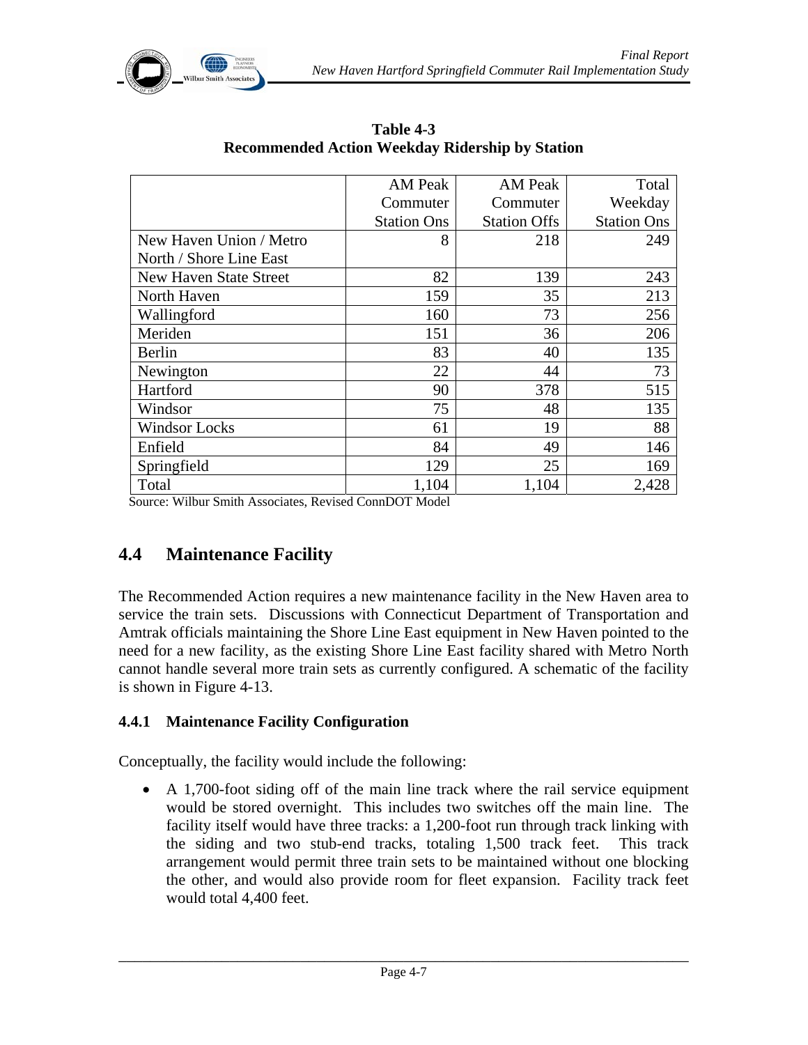**Table 4-3**
**Recommended Action Weekday Ridership by Station**

| | AM Peak Commuter Station Ons | AM Peak Commuter Station Offs | Total Weekday Station Ons |
|---|---|---|---|
| New Haven Union / Metro North / Shore Line East | 8 | 218 | 249 |
| New Haven State Street | 82 | 139 | 243 |
| North Haven | 159 | 35 | 213 |
| Wallingford | 160 | 73 | 256 |
| Meriden | 151 | 36 | 206 |
| Berlin | 83 | 40 | 135 |
| Newington | 22 | 44 | 73 |
| Hartford | 90 | 378 | 515 |
| Windsor | 75 | 48 | 135 |
| Windsor Locks | 61 | 19 | 88 |
| Enfield | 84 | 49 | 146 |
| Springfield | 129 | 25 | 169 |
| Total | 1,104 | 1,104 | 2,428 |

Source: Wilbur Smith Associates, Revised ConnDOT Model

## 4.4 Maintenance Facility

The Recommended Action requires a new maintenance facility in the New Haven area to service the train sets. Discussions with Connecticut Department of Transportation and Amtrak officials maintaining the Shore Line East equipment in New Haven pointed to the need for a new facility, as the existing Shore Line East facility shared with Metro North cannot handle several more train sets as currently configured. A schematic of the facility is shown in Figure 4-13.

### 4.4.1 Maintenance Facility Configuration

Conceptually, the facility would include the following:

- A 1,700-foot siding off of the main line track where the rail service equipment would be stored overnight. This includes two switches off the main line. The facility itself would have three tracks: a 1,200-foot run through track linking with the siding and two stub-end tracks, totaling 1,500 track feet. This track arrangement would permit three train sets to be maintained without one blocking the other, and would also provide room for fleet expansion. Facility track feet would total 4,400 feet.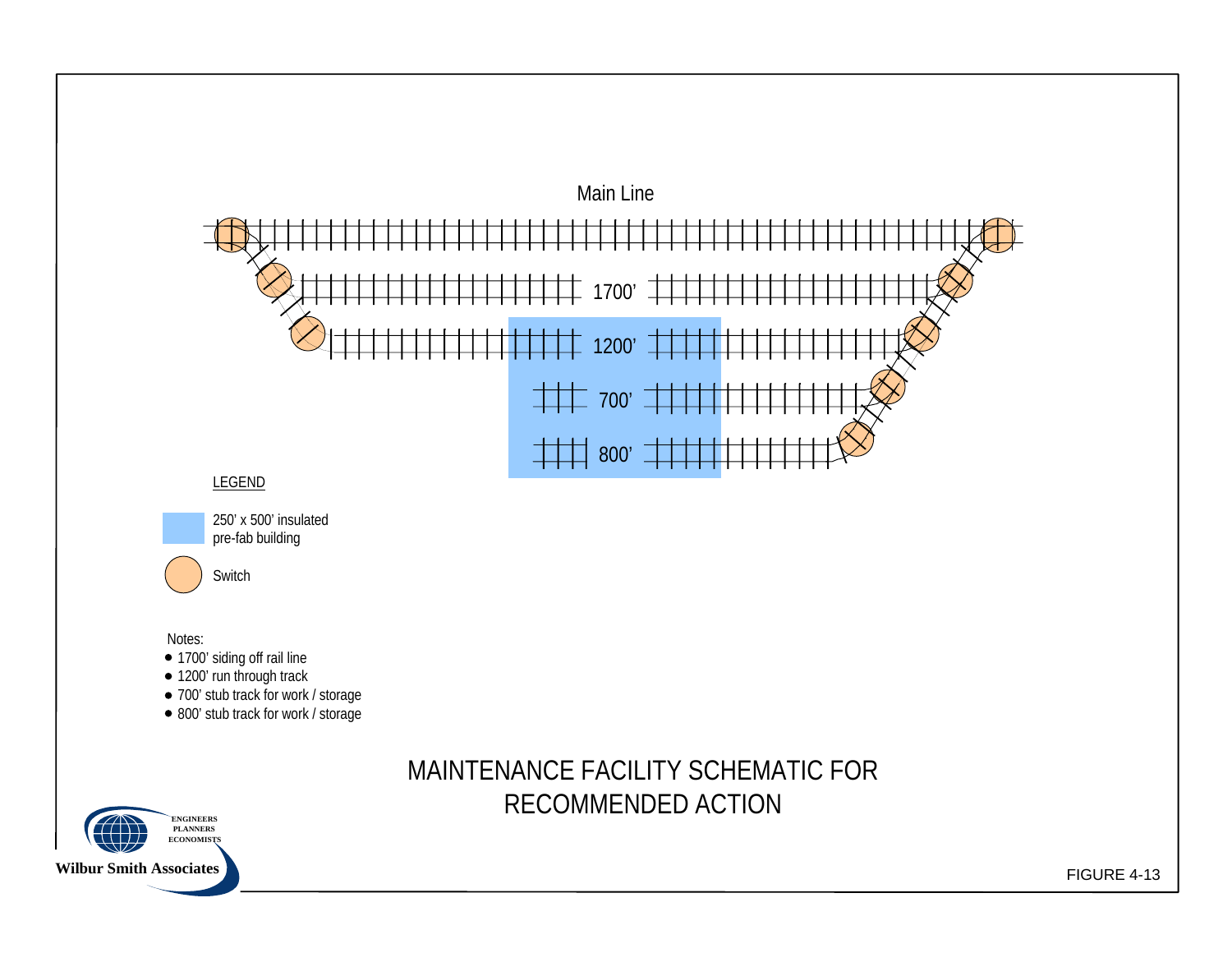Main Line

1700'

1200'

700'

800'

LEGEND

250' x 500' insulated pre-fab building

Switch

Notes:

- 1700' siding off rail line
- 1200' run through track
- 700' stub track for work / storage
- 800' stub track for work / storage

# MAINTENANCE FACILITY SCHEMATIC FOR RECOMMENDED ACTION

ENGINEERS
PLANNERS
ECONOMISTS

Wilbur Smith Associates

FIGURE 4-13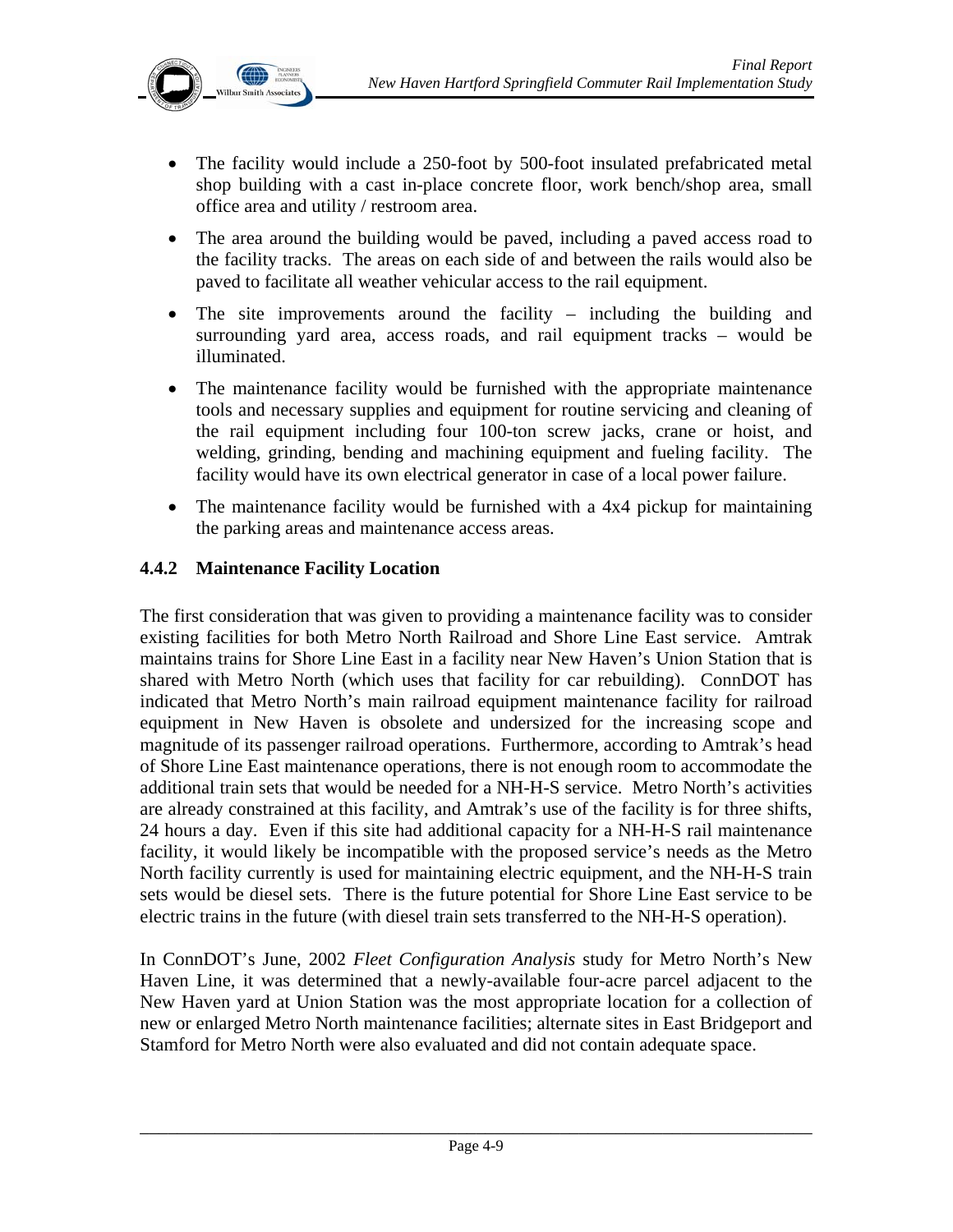- The facility would include a 250-foot by 500-foot insulated prefabricated metal shop building with a cast in-place concrete floor, work bench/shop area, small office area and utility / restroom area.
- The area around the building would be paved, including a paved access road to the facility tracks. The areas on each side of and between the rails would also be paved to facilitate all weather vehicular access to the rail equipment.
- The site improvements around the facility – including the building and surrounding yard area, access roads, and rail equipment tracks – would be illuminated.
- The maintenance facility would be furnished with the appropriate maintenance tools and necessary supplies and equipment for routine servicing and cleaning of the rail equipment including four 100-ton screw jacks, crane or hoist, and welding, grinding, bending and machining equipment and fueling facility. The facility would have its own electrical generator in case of a local power failure.
- The maintenance facility would be furnished with a 4x4 pickup for maintaining the parking areas and maintenance access areas.

### 4.4.2 Maintenance Facility Location

The first consideration that was given to providing a maintenance facility was to consider existing facilities for both Metro North Railroad and Shore Line East service. Amtrak maintains trains for Shore Line East in a facility near New Haven's Union Station that is shared with Metro North (which uses that facility for car rebuilding). ConnDOT has indicated that Metro North's main railroad equipment maintenance facility for railroad equipment in New Haven is obsolete and undersized for the increasing scope and magnitude of its passenger railroad operations. Furthermore, according to Amtrak's head of Shore Line East maintenance operations, there is not enough room to accommodate the additional train sets that would be needed for a NH-H-S service. Metro North's activities are already constrained at this facility, and Amtrak's use of the facility is for three shifts, 24 hours a day. Even if this site had additional capacity for a NH-H-S rail maintenance facility, it would likely be incompatible with the proposed service's needs as the Metro North facility currently is used for maintaining electric equipment, and the NH-H-S train sets would be diesel sets. There is the future potential for Shore Line East service to be electric trains in the future (with diesel train sets transferred to the NH-H-S operation).

In ConnDOT's June, 2002 *Fleet Configuration Analysis* study for Metro North's New Haven Line, it was determined that a newly-available four-acre parcel adjacent to the New Haven yard at Union Station was the most appropriate location for a collection of new or enlarged Metro North maintenance facilities; alternate sites in East Bridgeport and Stamford for Metro North were also evaluated and did not contain adequate space.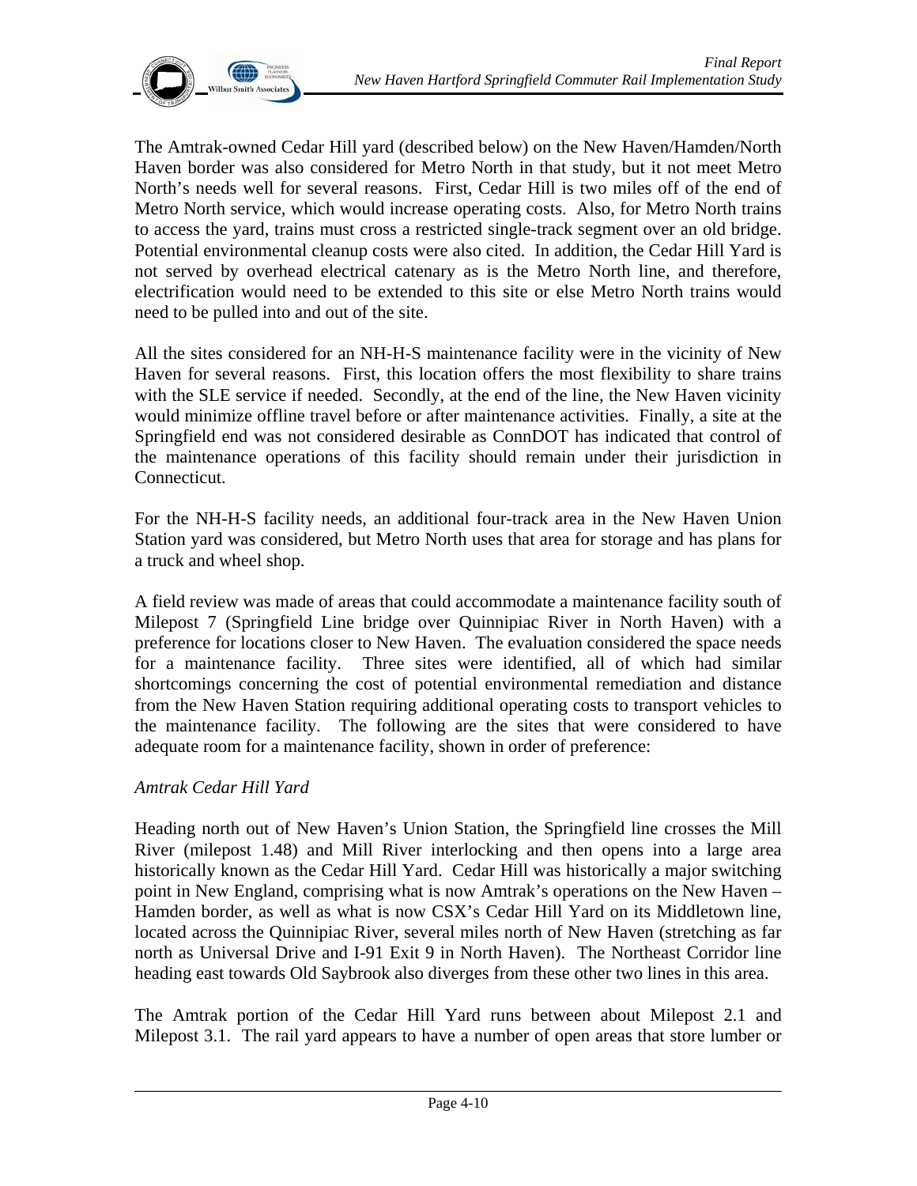The Amtrak-owned Cedar Hill yard (described below) on the New Haven/Hamden/North Haven border was also considered for Metro North in that study, but it not meet Metro North's needs well for several reasons. First, Cedar Hill is two miles off of the end of Metro North service, which would increase operating costs. Also, for Metro North trains to access the yard, trains must cross a restricted single-track segment over an old bridge. Potential environmental cleanup costs were also cited. In addition, the Cedar Hill Yard is not served by overhead electrical catenary as is the Metro North line, and therefore, electrification would need to be extended to this site or else Metro North trains would need to be pulled into and out of the site.

All the sites considered for an NH-H-S maintenance facility were in the vicinity of New Haven for several reasons. First, this location offers the most flexibility to share trains with the SLE service if needed. Secondly, at the end of the line, the New Haven vicinity would minimize offline travel before or after maintenance activities. Finally, a site at the Springfield end was not considered desirable as ConnDOT has indicated that control of the maintenance operations of this facility should remain under their jurisdiction in Connecticut.

For the NH-H-S facility needs, an additional four-track area in the New Haven Union Station yard was considered, but Metro North uses that area for storage and has plans for a truck and wheel shop.

A field review was made of areas that could accommodate a maintenance facility south of Milepost 7 (Springfield Line bridge over Quinnipiac River in North Haven) with a preference for locations closer to New Haven. The evaluation considered the space needs for a maintenance facility. Three sites were identified, all of which had similar shortcomings concerning the cost of potential environmental remediation and distance from the New Haven Station requiring additional operating costs to transport vehicles to the maintenance facility. The following are the sites that were considered to have adequate room for a maintenance facility, shown in order of preference:

*Amtrak Cedar Hill Yard*

Heading north out of New Haven's Union Station, the Springfield line crosses the Mill River (milepost 1.48) and Mill River interlocking and then opens into a large area historically known as the Cedar Hill Yard. Cedar Hill was historically a major switching point in New England, comprising what is now Amtrak's operations on the New Haven – Hamden border, as well as what is now CSX's Cedar Hill Yard on its Middletown line, located across the Quinnipiac River, several miles north of New Haven (stretching as far north as Universal Drive and I-91 Exit 9 in North Haven). The Northeast Corridor line heading east towards Old Saybrook also diverges from these other two lines in this area.

The Amtrak portion of the Cedar Hill Yard runs between about Milepost 2.1 and Milepost 3.1. The rail yard appears to have a number of open areas that store lumber or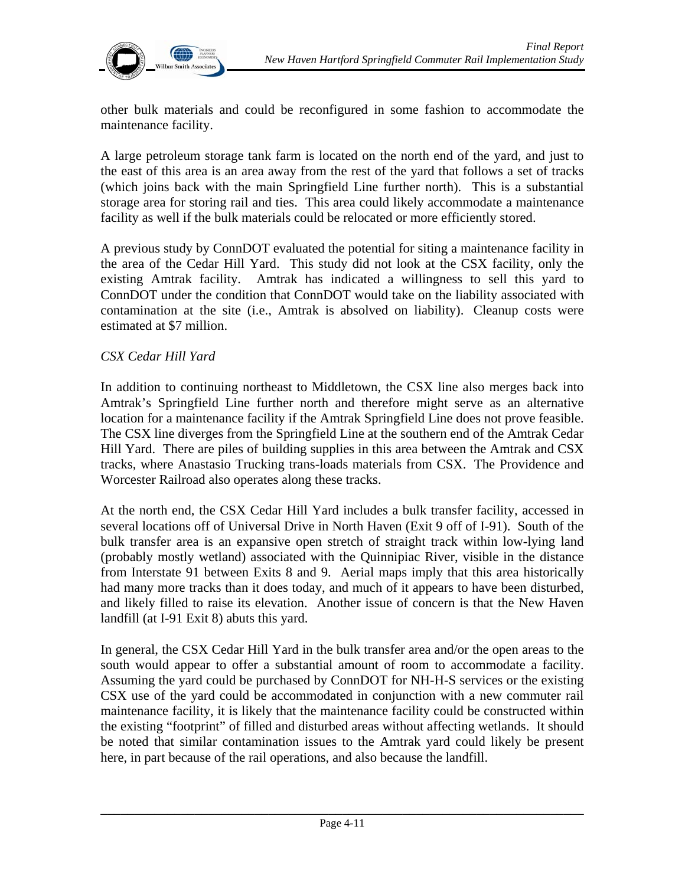other bulk materials and could be reconfigured in some fashion to accommodate the maintenance facility.

A large petroleum storage tank farm is located on the north end of the yard, and just to the east of this area is an area away from the rest of the yard that follows a set of tracks (which joins back with the main Springfield Line further north). This is a substantial storage area for storing rail and ties. This area could likely accommodate a maintenance facility as well if the bulk materials could be relocated or more efficiently stored.

A previous study by ConnDOT evaluated the potential for siting a maintenance facility in the area of the Cedar Hill Yard. This study did not look at the CSX facility, only the existing Amtrak facility. Amtrak has indicated a willingness to sell this yard to ConnDOT under the condition that ConnDOT would take on the liability associated with contamination at the site (i.e., Amtrak is absolved on liability). Cleanup costs were estimated at $7 million.

*CSX Cedar Hill Yard*

In addition to continuing northeast to Middletown, the CSX line also merges back into Amtrak's Springfield Line further north and therefore might serve as an alternative location for a maintenance facility if the Amtrak Springfield Line does not prove feasible. The CSX line diverges from the Springfield Line at the southern end of the Amtrak Cedar Hill Yard. There are piles of building supplies in this area between the Amtrak and CSX tracks, where Anastasio Trucking trans-loads materials from CSX. The Providence and Worcester Railroad also operates along these tracks.

At the north end, the CSX Cedar Hill Yard includes a bulk transfer facility, accessed in several locations off of Universal Drive in North Haven (Exit 9 off of I-91). South of the bulk transfer area is an expansive open stretch of straight track within low-lying land (probably mostly wetland) associated with the Quinnipiac River, visible in the distance from Interstate 91 between Exits 8 and 9. Aerial maps imply that this area historically had many more tracks than it does today, and much of it appears to have been disturbed, and likely filled to raise its elevation. Another issue of concern is that the New Haven landfill (at I-91 Exit 8) abuts this yard.

In general, the CSX Cedar Hill Yard in the bulk transfer area and/or the open areas to the south would appear to offer a substantial amount of room to accommodate a facility. Assuming the yard could be purchased by ConnDOT for NH-H-S services or the existing CSX use of the yard could be accommodated in conjunction with a new commuter rail maintenance facility, it is likely that the maintenance facility could be constructed within the existing "footprint" of filled and disturbed areas without affecting wetlands. It should be noted that similar contamination issues to the Amtrak yard could likely be present here, in part because of the rail operations, and also because the landfill.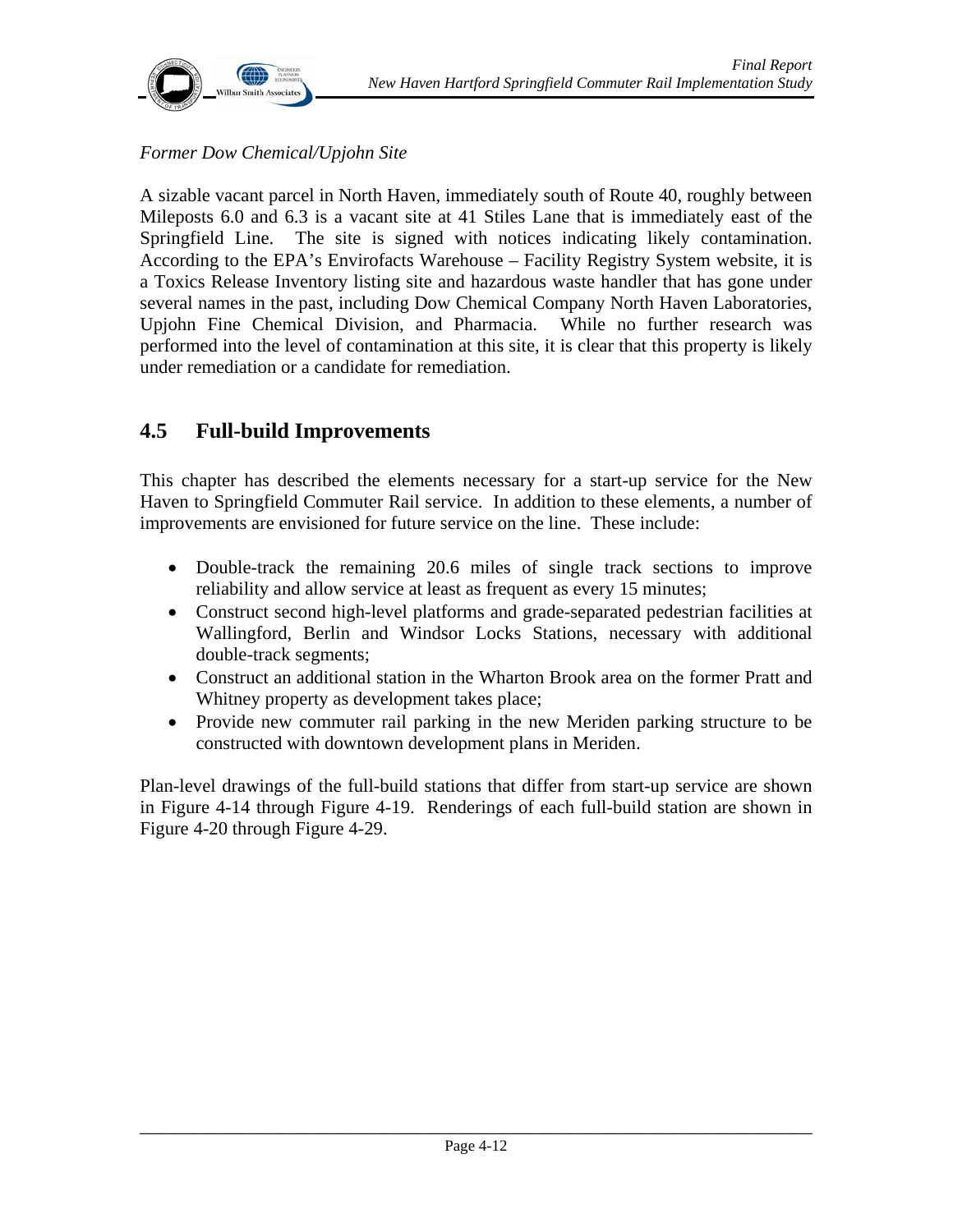*Former Dow Chemical/Upjohn Site*

A sizable vacant parcel in North Haven, immediately south of Route 40, roughly between Mileposts 6.0 and 6.3 is a vacant site at 41 Stiles Lane that is immediately east of the Springfield Line. The site is signed with notices indicating likely contamination. According to the EPA's Envirofacts Warehouse – Facility Registry System website, it is a Toxics Release Inventory listing site and hazardous waste handler that has gone under several names in the past, including Dow Chemical Company North Haven Laboratories, Upjohn Fine Chemical Division, and Pharmacia. While no further research was performed into the level of contamination at this site, it is clear that this property is likely under remediation or a candidate for remediation.

## 4.5 Full-build Improvements

This chapter has described the elements necessary for a start-up service for the New Haven to Springfield Commuter Rail service. In addition to these elements, a number of improvements are envisioned for future service on the line. These include:

- Double-track the remaining 20.6 miles of single track sections to improve reliability and allow service at least as frequent as every 15 minutes;
- Construct second high-level platforms and grade-separated pedestrian facilities at Wallingford, Berlin and Windsor Locks Stations, necessary with additional double-track segments;
- Construct an additional station in the Wharton Brook area on the former Pratt and Whitney property as development takes place;
- Provide new commuter rail parking in the new Meriden parking structure to be constructed with downtown development plans in Meriden.

Plan-level drawings of the full-build stations that differ from start-up service are shown in Figure 4-14 through Figure 4-19. Renderings of each full-build station are shown in Figure 4-20 through Figure 4-29.